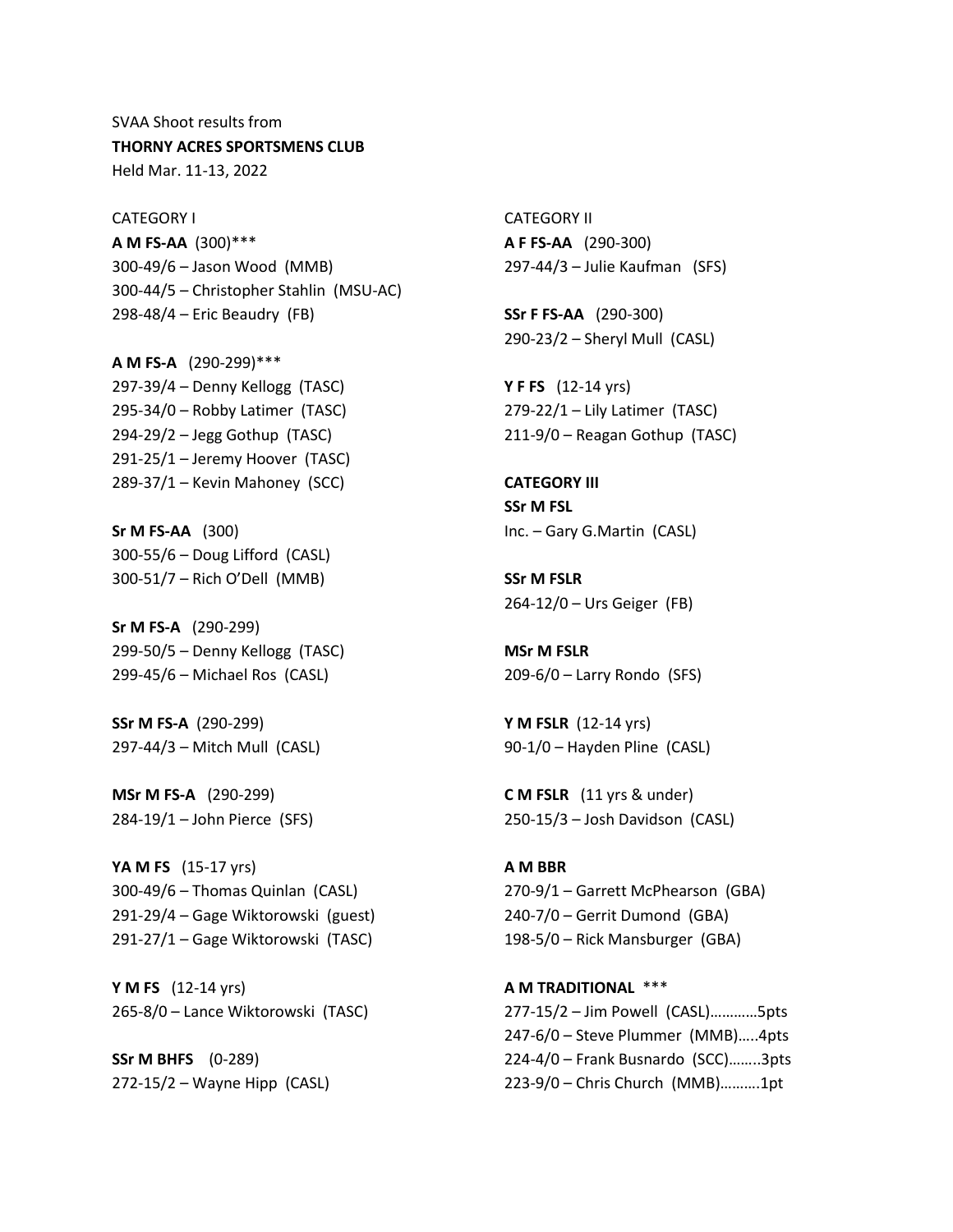SVAA Shoot results from
**THORNY ACRES SPORTSMENS CLUB**
Held Mar. 11-13, 2022

CATEGORY I

**A M FS-AA** (300)***
300-49/6 – Jason Wood (MMB)
300-44/5 – Christopher Stahlin (MSU-AC)
298-48/4 – Eric Beaudry (FB)

**A M FS-A** (290-299)***
297-39/4 – Denny Kellogg (TASC)
295-34/0 – Robby Latimer (TASC)
294-29/2 – Jegg Gothup (TASC)
291-25/1 – Jeremy Hoover (TASC)
289-37/1 – Kevin Mahoney (SCC)

**Sr M FS-AA** (300)
300-55/6 – Doug Lifford (CASL)
300-51/7 – Rich O'Dell (MMB)

**Sr M FS-A** (290-299)
299-50/5 – Denny Kellogg (TASC)
299-45/6 – Michael Ros (CASL)

**SSr M FS-A** (290-299)
297-44/3 – Mitch Mull (CASL)

**MSr M FS-A** (290-299)
284-19/1 – John Pierce (SFS)

**YA M FS** (15-17 yrs)
300-49/6 – Thomas Quinlan (CASL)
291-29/4 – Gage Wiktorowski (guest)
291-27/1 – Gage Wiktorowski (TASC)

**Y M FS** (12-14 yrs)
265-8/0 – Lance Wiktorowski (TASC)

**SSr M BHFS** (0-289)
272-15/2 – Wayne Hipp (CASL)

CATEGORY II

**A F FS-AA** (290-300)
297-44/3 – Julie Kaufman (SFS)

**SSr F FS-AA** (290-300)
290-23/2 – Sheryl Mull (CASL)

**Y F FS** (12-14 yrs)
279-22/1 – Lily Latimer (TASC)
211-9/0 – Reagan Gothup (TASC)

**CATEGORY III**

**SSr M FSL**
Inc. – Gary G.Martin (CASL)

**SSr M FSLR**
264-12/0 – Urs Geiger (FB)

**MSr M FSLR**
209-6/0 – Larry Rondo (SFS)

**Y M FSLR** (12-14 yrs)
90-1/0 – Hayden Pline (CASL)

**C M FSLR** (11 yrs & under)
250-15/3 – Josh Davidson (CASL)

**A M BBR**
270-9/1 – Garrett McPhearson (GBA)
240-7/0 – Gerrit Dumond (GBA)
198-5/0 – Rick Mansburger (GBA)

**A M TRADITIONAL** ***
277-15/2 – Jim Powell (CASL)…………5pts
247-6/0 – Steve Plummer (MMB)…..4pts
224-4/0 – Frank Busnardo (SCC)……..3pts
223-9/0 – Chris Church (MMB)……….1pt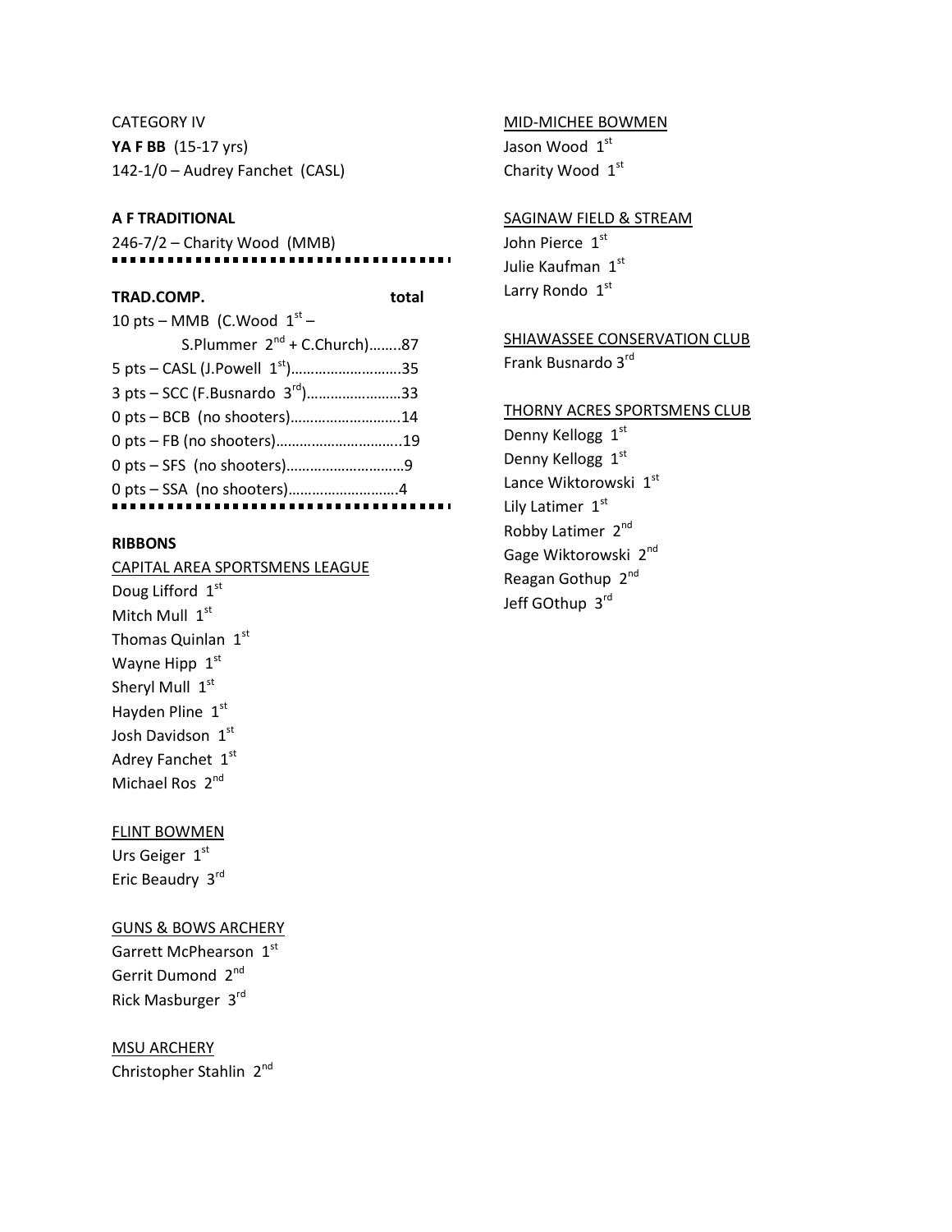CATEGORY IV

**YA F BB** (15-17 yrs)

142-1/0 – Audrey Fanchet (CASL)

**A F TRADITIONAL**

246-7/2 – Charity Wood (MMB)

---

| **TRAD.COMP.** | **total** |
|---|---|
| 10 pts – MMB (C.Wood 1st – S.Plummer 2nd + C.Church) | 87 |
| 5 pts – CASL (J.Powell 1st) | 35 |
| 3 pts – SCC (F.Busnardo 3rd) | 33 |
| 0 pts – BCB (no shooters) | 14 |
| 0 pts – FB (no shooters) | 19 |
| 0 pts – SFS (no shooters) | 9 |
| 0 pts – SSA (no shooters) | 4 |

---

**RIBBONS**

CAPITAL AREA SPORTSMENS LEAGUE

Doug Lifford 1st
Mitch Mull 1st
Thomas Quinlan 1st
Wayne Hipp 1st
Sheryl Mull 1st
Hayden Pline 1st
Josh Davidson 1st
Adrey Fanchet 1st
Michael Ros 2nd

FLINT BOWMEN

Urs Geiger 1st
Eric Beaudry 3rd

GUNS & BOWS ARCHERY

Garrett McPhearson 1st
Gerrit Dumond 2nd
Rick Masburger 3rd

MSU ARCHERY

Christopher Stahlin 2nd

MID-MICHEE BOWMEN

Jason Wood 1st
Charity Wood 1st

SAGINAW FIELD & STREAM

John Pierce 1st
Julie Kaufman 1st
Larry Rondo 1st

SHIAWASSEE CONSERVATION CLUB

Frank Busnardo 3rd

THORNY ACRES SPORTSMENS CLUB

Denny Kellogg 1st
Denny Kellogg 1st
Lance Wiktorowski 1st
Lily Latimer 1st
Robby Latimer 2nd
Gage Wiktorowski 2nd
Reagan Gothup 2nd
Jeff GOthup 3rd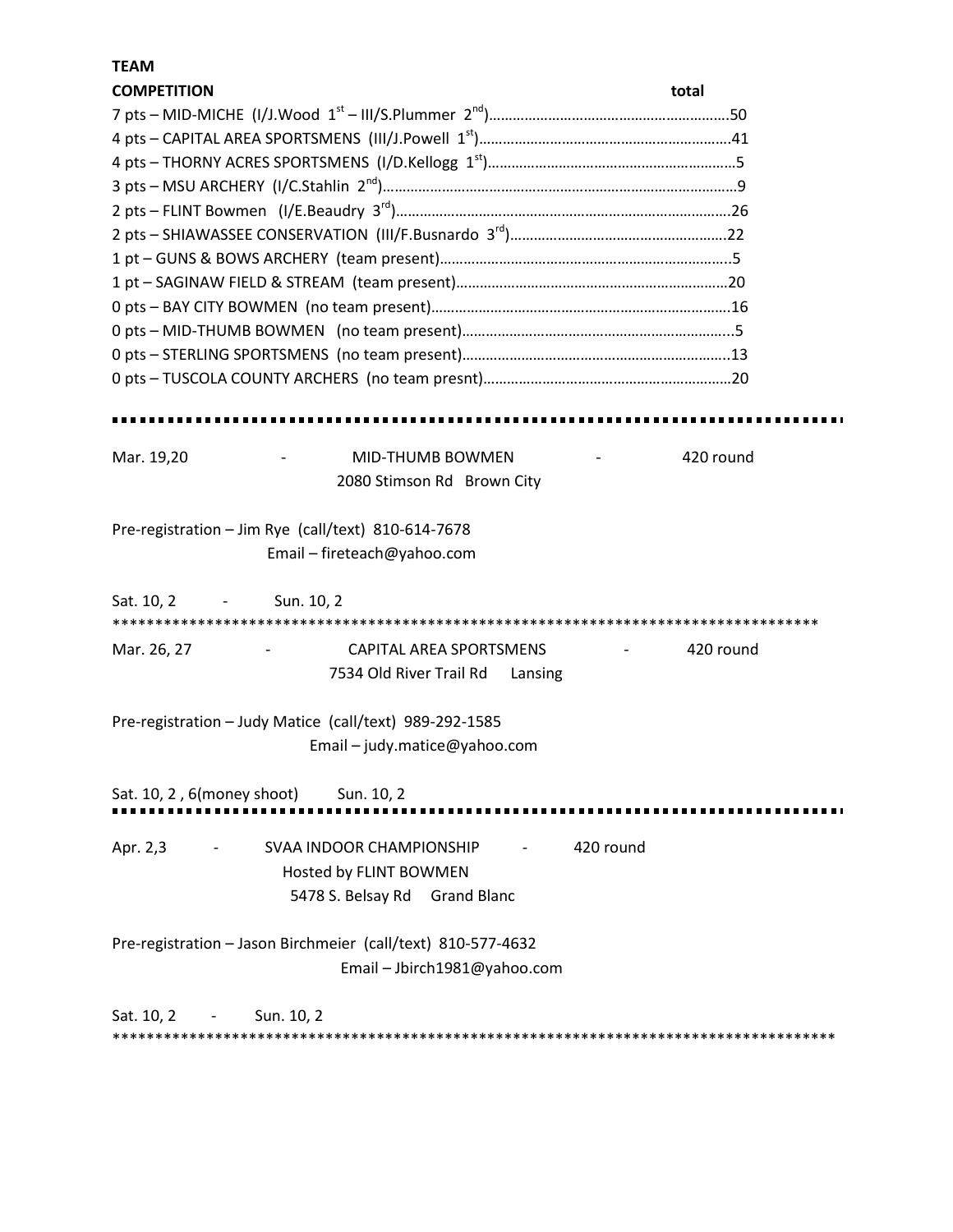**TEAM**

**COMPETITION** **total**

7 pts – MID-MICHE (I/J.Wood 1st – III/S.Plummer 2nd)……………………………………………………50
4 pts – CAPITAL AREA SPORTSMENS (III/J.Powell 1st)………………………………………………………41
4 pts – THORNY ACRES SPORTSMENS (I/D.Kellogg 1st)………………………………………………………5
3 pts – MSU ARCHERY (I/C.Stahlin 2nd)………………………………………………………………………………9
2 pts – FLINT Bowmen (I/E.Beaudry 3rd)…………………………………………………………………………26
2 pts – SHIAWASSEE CONSERVATION (III/F.Busnardo 3rd)………………………………………………22
1 pt – GUNS & BOWS ARCHERY (team present)…………………………………………………………….5
1 pt – SAGINAW FIELD & STREAM (team present)……………………………………………………………20
0 pts – BAY CITY BOWMEN (no team present)…………………………………………………………………16
0 pts – MID-THUMB BOWMEN (no team present)……………………………………………………………..5
0 pts – STERLING SPORTSMENS (no team present)…………………………………………………………..13
0 pts – TUSCOLA COUNTY ARCHERS (no team presnt)………………………………………………………20

---

Mar. 19,20 - MID-THUMB BOWMEN - 420 round
2080 Stimson Rd Brown City

Pre-registration – Jim Rye (call/text) 810-614-7678
Email – fireteach@yahoo.com

Sat. 10, 2 - Sun. 10, 2

*************************************************************************************

Mar. 26, 27 - CAPITAL AREA SPORTSMENS - 420 round
7534 Old River Trail Rd Lansing

Pre-registration – Judy Matice (call/text) 989-292-1585
Email – judy.matice@yahoo.com

Sat. 10, 2 , 6(money shoot) Sun. 10, 2

---

Apr. 2,3 - SVAA INDOOR CHAMPIONSHIP - 420 round
Hosted by FLINT BOWMEN
5478 S. Belsay Rd Grand Blanc

Pre-registration – Jason Birchmeier (call/text) 810-577-4632
Email – Jbirch1981@yahoo.com

Sat. 10, 2 - Sun. 10, 2

*************************************************************************************